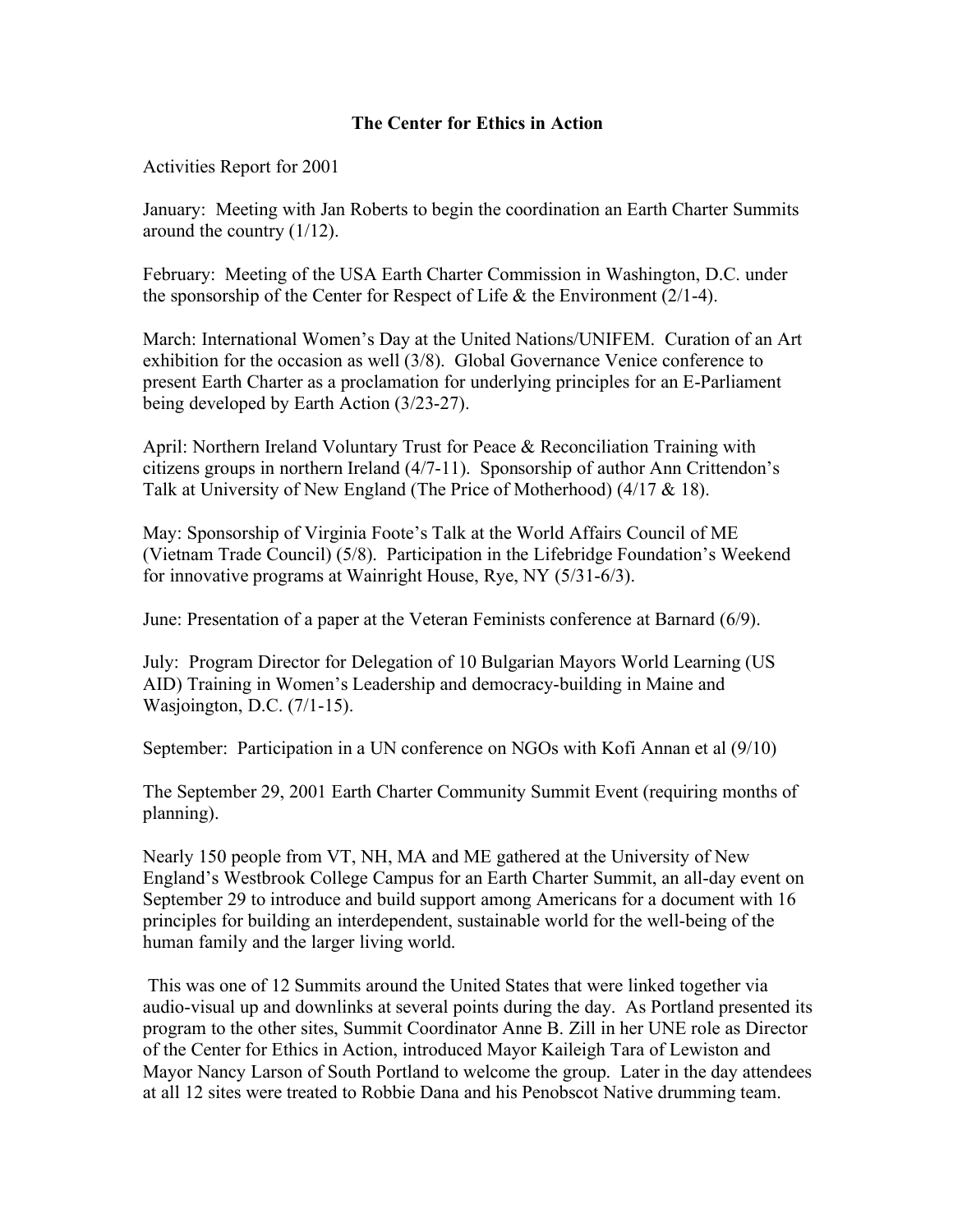**The Center for Ethics in Action**

Activities Report for 2001

January: Meeting with Jan Roberts to begin the coordination an Earth Charter Summits around the country (1/12).

February: Meeting of the USA Earth Charter Commission in Washington, D.C. under the sponsorship of the Center for Respect of Life & the Environment (2/1-4).

March: International Women's Day at the United Nations/UNIFEM. Curation of an Art exhibition for the occasion as well (3/8). Global Governance Venice conference to present Earth Charter as a proclamation for underlying principles for an E-Parliament being developed by Earth Action (3/23-27).

April: Northern Ireland Voluntary Trust for Peace & Reconciliation Training with citizens groups in northern Ireland (4/7-11). Sponsorship of author Ann Crittendon's Talk at University of New England (The Price of Motherhood) (4/17 & 18).

May: Sponsorship of Virginia Foote's Talk at the World Affairs Council of ME (Vietnam Trade Council) (5/8). Participation in the Lifebridge Foundation's Weekend for innovative programs at Wainright House, Rye, NY (5/31-6/3).

June: Presentation of a paper at the Veteran Feminists conference at Barnard (6/9).

July: Program Director for Delegation of 10 Bulgarian Mayors World Learning (US AID) Training in Women's Leadership and democracy-building in Maine and Wasjoington, D.C. (7/1-15).

September: Participation in a UN conference on NGOs with Kofi Annan et al (9/10)

The September 29, 2001 Earth Charter Community Summit Event (requiring months of planning).

Nearly 150 people from VT, NH, MA and ME gathered at the University of New England's Westbrook College Campus for an Earth Charter Summit, an all-day event on September 29 to introduce and build support among Americans for a document with 16 principles for building an interdependent, sustainable world for the well-being of the human family and the larger living world.

This was one of 12 Summits around the United States that were linked together via audio-visual up and downlinks at several points during the day. As Portland presented its program to the other sites, Summit Coordinator Anne B. Zill in her UNE role as Director of the Center for Ethics in Action, introduced Mayor Kaileigh Tara of Lewiston and Mayor Nancy Larson of South Portland to welcome the group. Later in the day attendees at all 12 sites were treated to Robbie Dana and his Penobscot Native drumming team.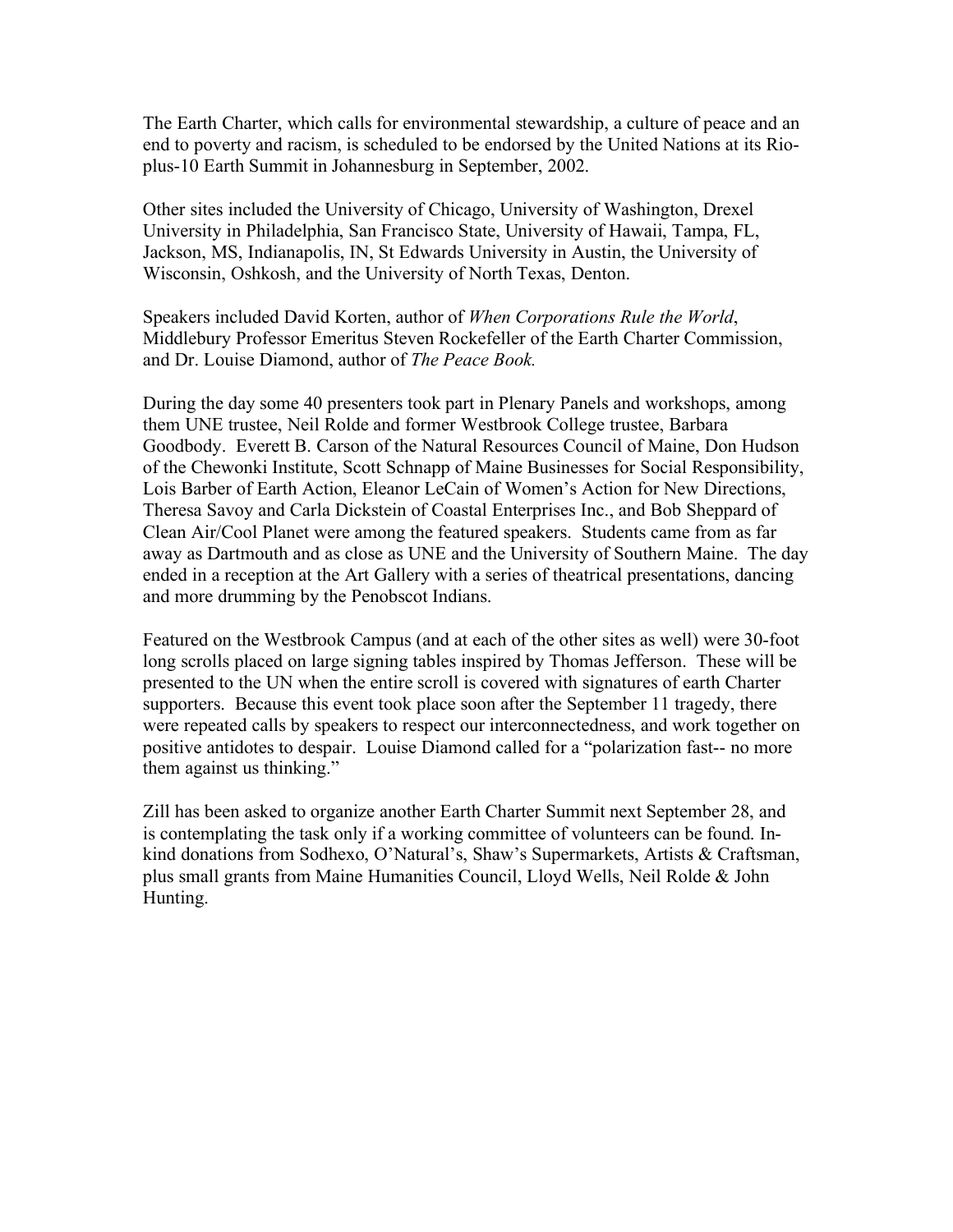The Earth Charter, which calls for environmental stewardship, a culture of peace and an end to poverty and racism, is scheduled to be endorsed by the United Nations at its Rio-plus-10 Earth Summit in Johannesburg in September, 2002.

Other sites included the University of Chicago, University of Washington, Drexel University in Philadelphia, San Francisco State, University of Hawaii, Tampa, FL, Jackson, MS, Indianapolis, IN, St Edwards University in Austin, the University of Wisconsin, Oshkosh, and the University of North Texas, Denton.

Speakers included David Korten, author of *When Corporations Rule the World*, Middlebury Professor Emeritus Steven Rockefeller of the Earth Charter Commission, and Dr. Louise Diamond, author of *The Peace Book.*

During the day some 40 presenters took part in Plenary Panels and workshops, among them UNE trustee, Neil Rolde and former Westbrook College trustee, Barbara Goodbody. Everett B. Carson of the Natural Resources Council of Maine, Don Hudson of the Chewonki Institute, Scott Schnapp of Maine Businesses for Social Responsibility, Lois Barber of Earth Action, Eleanor LeCain of Women's Action for New Directions, Theresa Savoy and Carla Dickstein of Coastal Enterprises Inc., and Bob Sheppard of Clean Air/Cool Planet were among the featured speakers. Students came from as far away as Dartmouth and as close as UNE and the University of Southern Maine. The day ended in a reception at the Art Gallery with a series of theatrical presentations, dancing and more drumming by the Penobscot Indians.

Featured on the Westbrook Campus (and at each of the other sites as well) were 30-foot long scrolls placed on large signing tables inspired by Thomas Jefferson. These will be presented to the UN when the entire scroll is covered with signatures of earth Charter supporters. Because this event took place soon after the September 11 tragedy, there were repeated calls by speakers to respect our interconnectedness, and work together on positive antidotes to despair. Louise Diamond called for a "polarization fast-- no more them against us thinking."

Zill has been asked to organize another Earth Charter Summit next September 28, and is contemplating the task only if a working committee of volunteers can be found. In-kind donations from Sodhexo, O'Natural's, Shaw's Supermarkets, Artists & Craftsman, plus small grants from Maine Humanities Council, Lloyd Wells, Neil Rolde & John Hunting.